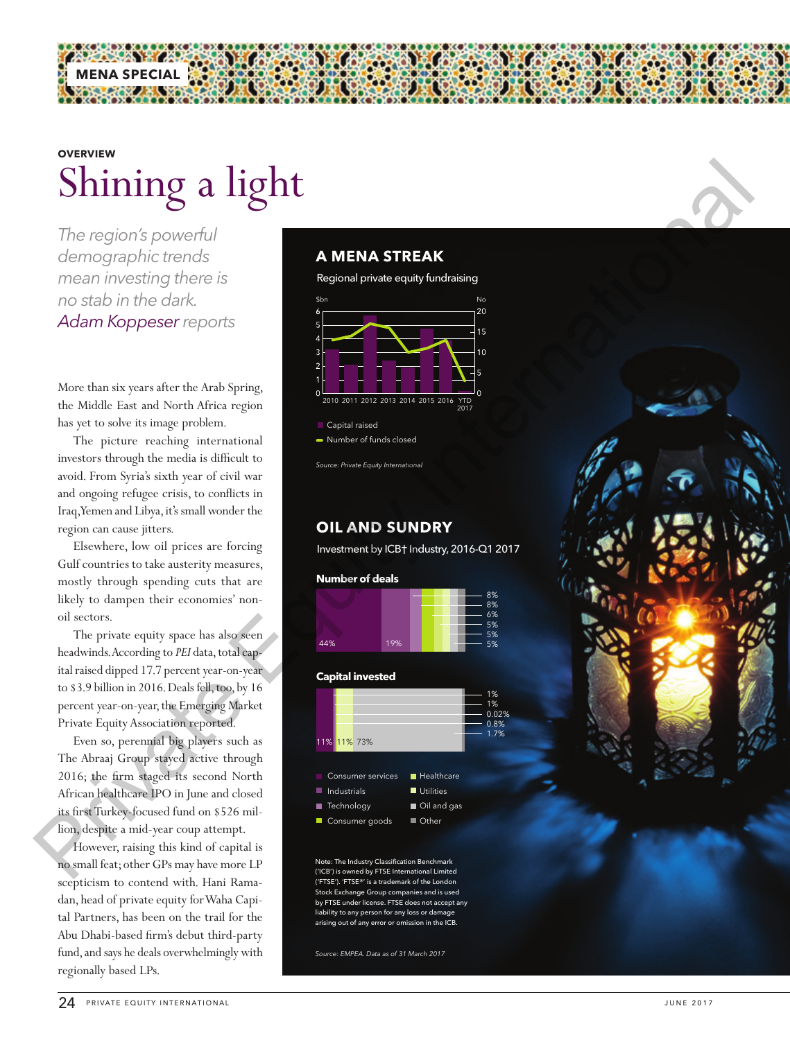MENA SPECIAL

OVERVIEW

# Shining a light

*The region's powerful demographic trends mean investing there is no stab in the dark. Adam Koppeser reports*

More than six years after the Arab Spring, the Middle East and North Africa region has yet to solve its image problem.

The picture reaching international investors through the media is difficult to avoid. From Syria's sixth year of civil war and ongoing refugee crisis, to conflicts in Iraq, Yemen and Libya, it's small wonder the region can cause jitters.

Elsewhere, low oil prices are forcing Gulf countries to take austerity measures, mostly through spending cuts that are likely to dampen their economies' non-oil sectors.

The private equity space has also seen headwinds. According to *PEI* data, total capital raised dipped 17.7 percent year-on-year to $3.9 billion in 2016. Deals fell, too, by 16 percent year-on-year, the Emerging Market Private Equity Association reported.

Even so, perennial big players such as The Abraaj Group stayed active through 2016; the firm staged its second North African healthcare IPO in June and closed its first Turkey-focused fund on $526 million, despite a mid-year coup attempt.

However, raising this kind of capital is no small feat; other GPs may have more LP scepticism to contend with. Hani Ramadan, head of private equity for Waha Capital Partners, has been on the trail for the Abu Dhabi-based firm's debut third-party fund, and says he deals overwhelmingly with regionally based LPs.

## A MENA STREAK

Regional private equity fundraising

(Chart: Capital raised, $bn, bars; Number of funds closed, line; 2010–YTD 2017)

- Capital raised
- Number of funds closed

*Source: Private Equity International*

## OIL AND SUNDRY

Investment by ICB† Industry, 2016-Q1 2017

**Number of deals**

44%, 19%, 8%, 8%, 6%, 5%, 5%, 5%

**Capital invested**

11%, 11%, 73%, 1%, 1%, 0.02%, 0.8%, 1.7%

- Consumer services
- Industrials
- Technology
- Consumer goods
- Healthcare
- Utilities
- Oil and gas
- Other

Note: The Industry Classification Benchmark ('ICB') is owned by FTSE International Limited ('FTSE'). 'FTSE®' is a trademark of the London Stock Exchange Group companies and is used by FTSE under license. FTSE does not accept any liability to any person for any loss or damage arising out of any error or omission in the ICB.

*Source: EMPEA. Data as of 31 March 2017*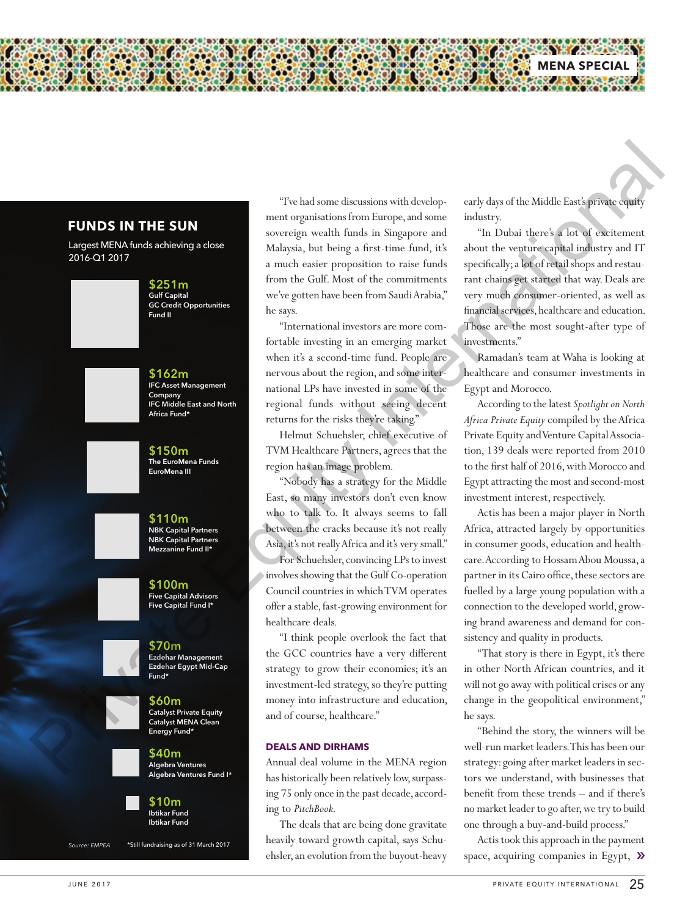## FUNDS IN THE SUN

Largest MENA funds achieving a close 2016-Q1 2017

| Amount | Manager | Fund |
|---|---|---|
| $251m | Gulf Capital | GC Credit Opportunities Fund II |
| $162m | IFC Asset Management Company | IFC Middle East and North Africa Fund* |
| $150m | The EuroMena Funds | EuroMena III |
| $110m | NBK Capital Partners | NBK Capital Partners Mezzanine Fund II* |
| $100m | Five Capital Advisors | Five Capital Fund I* |
| $70m | Ezdehar Management | Ezdehar Egypt Mid-Cap Fund* |
| $60m | Catalyst Private Equity | Catalyst MENA Clean Energy Fund* |
| $40m | Algebra Ventures | Algebra Ventures Fund I* |
| $10m | Ibtikar Fund | Ibtikar Fund |

Source: EMPEA

*Still fundraising as of 31 March 2017

"I've had some discussions with development organisations from Europe, and some sovereign wealth funds in Singapore and Malaysia, but being a first-time fund, it's a much easier proposition to raise funds from the Gulf. Most of the commitments we've gotten have been from Saudi Arabia," he says.

"International investors are more comfortable investing in an emerging market when it's a second-time fund. People are nervous about the region, and some international LPs have invested in some of the regional funds without seeing decent returns for the risks they're taking."

Helmut Schuehsler, chief executive of TVM Healthcare Partners, agrees that the region has an image problem.

"Nobody has a strategy for the Middle East, so many investors don't even know who to talk to. It always seems to fall between the cracks because it's not really Asia, it's not really Africa and it's very small."

For Schuehsler, convincing LPs to invest involves showing that the Gulf Co-operation Council countries in which TVM operates offer a stable, fast-growing environment for healthcare deals.

"I think people overlook the fact that the GCC countries have a very different strategy to grow their economies; it's an investment-led strategy, so they're putting money into infrastructure and education, and of course, healthcare."

### DEALS AND DIRHAMS

Annual deal volume in the MENA region has historically been relatively low, surpassing 75 only once in the past decade, according to *PitchBook*.

The deals that are being done gravitate heavily toward growth capital, says Schuehsler, an evolution from the buyout-heavy early days of the Middle East's private equity industry.

"In Dubai there's a lot of excitement about the venture capital industry and IT specifically; a lot of retail shops and restaurant chains get started that way. Deals are very much consumer-oriented, as well as financial services, healthcare and education. Those are the most sought-after type of investments."

Ramadan's team at Waha is looking at healthcare and consumer investments in Egypt and Morocco.

According to the latest *Spotlight on North Africa Private Equity* compiled by the Africa Private Equity and Venture Capital Association, 139 deals were reported from 2010 to the first half of 2016, with Morocco and Egypt attracting the most and second-most investment interest, respectively.

Actis has been a major player in North Africa, attracted largely by opportunities in consumer goods, education and healthcare. According to Hossam Abou Moussa, a partner in its Cairo office, these sectors are fuelled by a large young population with a connection to the developed world, growing brand awareness and demand for consistency and quality in products.

"That story is there in Egypt, it's there in other North African countries, and it will not go away with political crises or any change in the geopolitical environment," he says.

"Behind the story, the winners will be well-run market leaders. This has been our strategy: going after market leaders in sectors we understand, with businesses that benefit from these trends – and if there's no market leader to go after, we try to build one through a buy-and-build process."

Actis took this approach in the payment space, acquiring companies in Egypt, »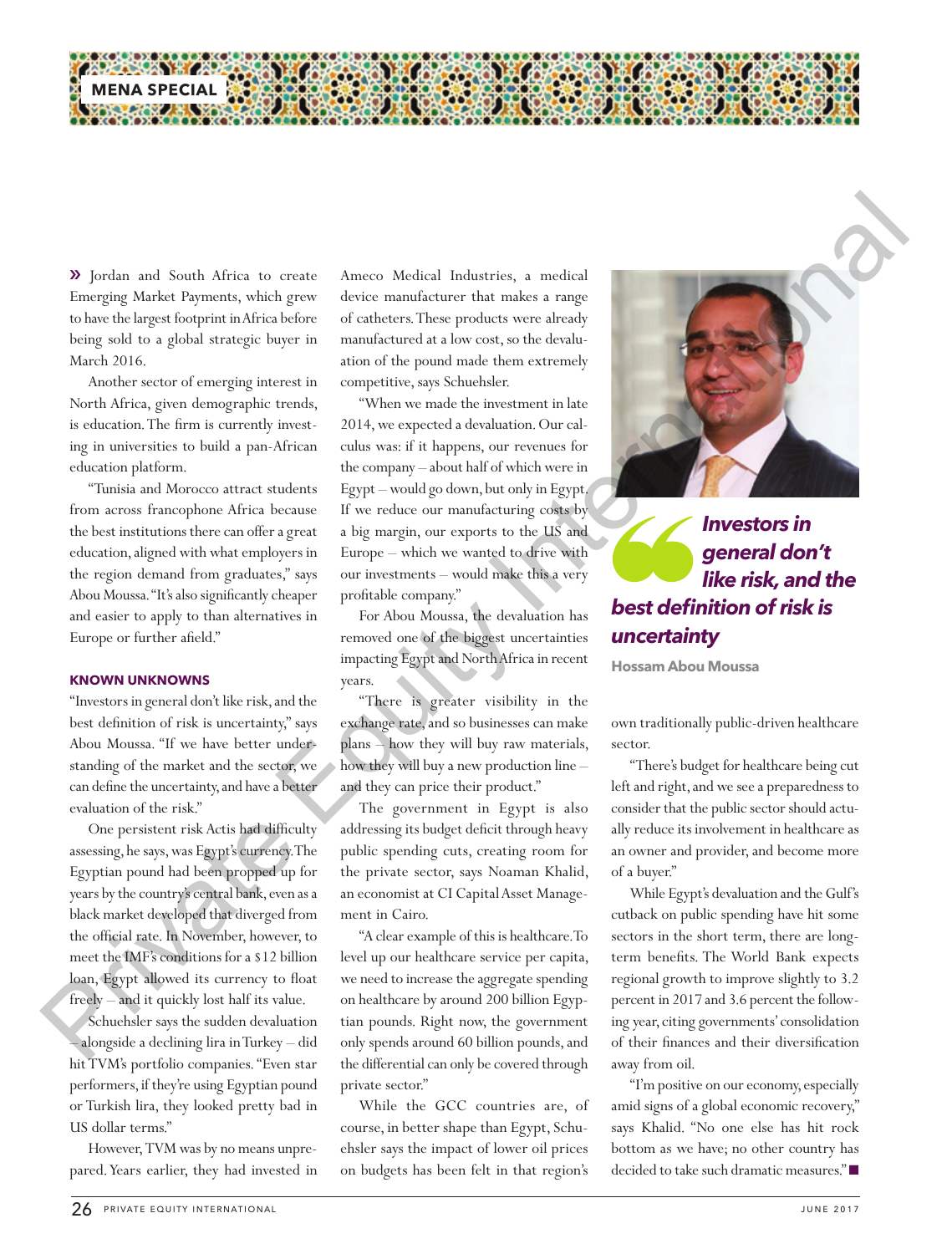Jordan and South Africa to create Emerging Market Payments, which grew to have the largest footprint in Africa before being sold to a global strategic buyer in March 2016.

Another sector of emerging interest in North Africa, given demographic trends, is education. The firm is currently investing in universities to build a pan-African education platform.

"Tunisia and Morocco attract students from across francophone Africa because the best institutions there can offer a great education, aligned with what employers in the region demand from graduates," says Abou Moussa. "It's also significantly cheaper and easier to apply to than alternatives in Europe or further afield."

### KNOWN UNKNOWNS

"Investors in general don't like risk, and the best definition of risk is uncertainty," says Abou Moussa. "If we have better understanding of the market and the sector, we can define the uncertainty, and have a better evaluation of the risk."

One persistent risk Actis had difficulty assessing, he says, was Egypt's currency. The Egyptian pound had been propped up for years by the country's central bank, even as a black market developed that diverged from the official rate. In November, however, to meet the IMF's conditions for a $12 billion loan, Egypt allowed its currency to float freely – and it quickly lost half its value.

Schuehsler says the sudden devaluation – alongside a declining lira in Turkey – did hit TVM's portfolio companies. "Even star performers, if they're using Egyptian pound or Turkish lira, they looked pretty bad in US dollar terms."

However, TVM was by no means unprepared. Years earlier, they had invested in Ameco Medical Industries, a medical device manufacturer that makes a range of catheters. These products were already manufactured at a low cost, so the devaluation of the pound made them extremely competitive, says Schuehsler.

"When we made the investment in late 2014, we expected a devaluation. Our calculus was: if it happens, our revenues for the company – about half of which were in Egypt – would go down, but only in Egypt. If we reduce our manufacturing costs by a big margin, our exports to the US and Europe – which we wanted to drive with our investments – would make this a very profitable company."

For Abou Moussa, the devaluation has removed one of the biggest uncertainties impacting Egypt and North Africa in recent years.

"There is greater visibility in the exchange rate, and so businesses can make plans – how they will buy raw materials, how they will buy a new production line – and they can price their product."

The government in Egypt is also addressing its budget deficit through heavy public spending cuts, creating room for the private sector, says Noaman Khalid, an economist at CI Capital Asset Management in Cairo.

"A clear example of this is healthcare. To level up our healthcare service per capita, we need to increase the aggregate spending on healthcare by around 200 billion Egyptian pounds. Right now, the government only spends around 60 billion pounds, and the differential can only be covered through private sector."

While the GCC countries are, of course, in better shape than Egypt, Schuehsler says the impact of lower oil prices on budgets has been felt in that region's own traditionally public-driven healthcare sector.

"There's budget for healthcare being cut left and right, and we see a preparedness to consider that the public sector should actually reduce its involvement in healthcare as an owner and provider, and become more of a buyer."

While Egypt's devaluation and the Gulf's cutback on public spending have hit some sectors in the short term, there are long-term benefits. The World Bank expects regional growth to improve slightly to 3.2 percent in 2017 and 3.6 percent the following year, citing governments' consolidation of their finances and their diversification away from oil.

"I'm positive on our economy, especially amid signs of a global economic recovery," says Khalid. "No one else has hit rock bottom as we have; no other country has decided to take such dramatic measures." ■

> ***Investors in general don't like risk, and the best definition of risk is uncertainty***
>
> **Hossam Abou Moussa**